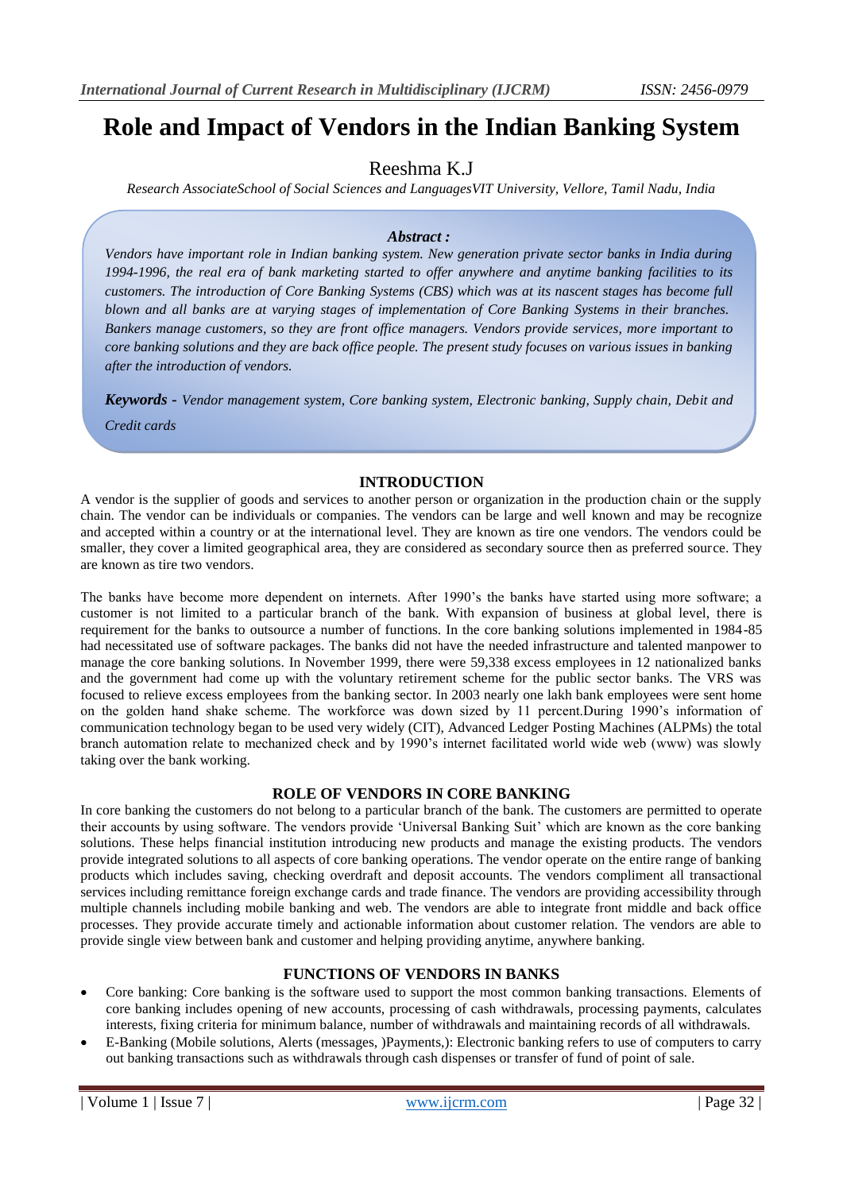# Role and Impact of Vendors in the Indian Banking System

Reeshma K.J

*Research AssociateSchool of Social Sciences and LanguagesVIT University, Vellore, Tamil Nadu, India*

***Abstract :***

*Vendors have important role in Indian banking system. New generation private sector banks in India during 1994-1996, the real era of bank marketing started to offer anywhere and anytime banking facilities to its customers. The introduction of Core Banking Systems (CBS) which was at its nascent stages has become full blown and all banks are at varying stages of implementation of Core Banking Systems in their branches. Bankers manage customers, so they are front office managers. Vendors provide services, more important to core banking solutions and they are back office people. The present study focuses on various issues in banking after the introduction of vendors.*

***Keywords -*** *Vendor management system, Core banking system, Electronic banking, Supply chain, Debit and Credit cards*

## INTRODUCTION

A vendor is the supplier of goods and services to another person or organization in the production chain or the supply chain. The vendor can be individuals or companies. The vendors can be large and well known and may be recognize and accepted within a country or at the international level. They are known as tire one vendors. The vendors could be smaller, they cover a limited geographical area, they are considered as secondary source then as preferred source. They are known as tire two vendors.

The banks have become more dependent on internets. After 1990's the banks have started using more software; a customer is not limited to a particular branch of the bank. With expansion of business at global level, there is requirement for the banks to outsource a number of functions. In the core banking solutions implemented in 1984-85 had necessitated use of software packages. The banks did not have the needed infrastructure and talented manpower to manage the core banking solutions. In November 1999, there were 59,338 excess employees in 12 nationalized banks and the government had come up with the voluntary retirement scheme for the public sector banks. The VRS was focused to relieve excess employees from the banking sector. In 2003 nearly one lakh bank employees were sent home on the golden hand shake scheme. The workforce was down sized by 11 percent.During 1990's information of communication technology began to be used very widely (CIT), Advanced Ledger Posting Machines (ALPMs) the total branch automation relate to mechanized check and by 1990's internet facilitated world wide web (www) was slowly taking over the bank working.

## ROLE OF VENDORS IN CORE BANKING

In core banking the customers do not belong to a particular branch of the bank. The customers are permitted to operate their accounts by using software. The vendors provide 'Universal Banking Suit' which are known as the core banking solutions. These helps financial institution introducing new products and manage the existing products. The vendors provide integrated solutions to all aspects of core banking operations. The vendor operate on the entire range of banking products which includes saving, checking overdraft and deposit accounts. The vendors compliment all transactional services including remittance foreign exchange cards and trade finance. The vendors are providing accessibility through multiple channels including mobile banking and web. The vendors are able to integrate front middle and back office processes. They provide accurate timely and actionable information about customer relation. The vendors are able to provide single view between bank and customer and helping providing anytime, anywhere banking.

## FUNCTIONS OF VENDORS IN BANKS

- Core banking: Core banking is the software used to support the most common banking transactions. Elements of core banking includes opening of new accounts, processing of cash withdrawals, processing payments, calculates interests, fixing criteria for minimum balance, number of withdrawals and maintaining records of all withdrawals.
- E-Banking (Mobile solutions, Alerts (messages, )Payments,): Electronic banking refers to use of computers to carry out banking transactions such as withdrawals through cash dispenses or transfer of fund of point of sale.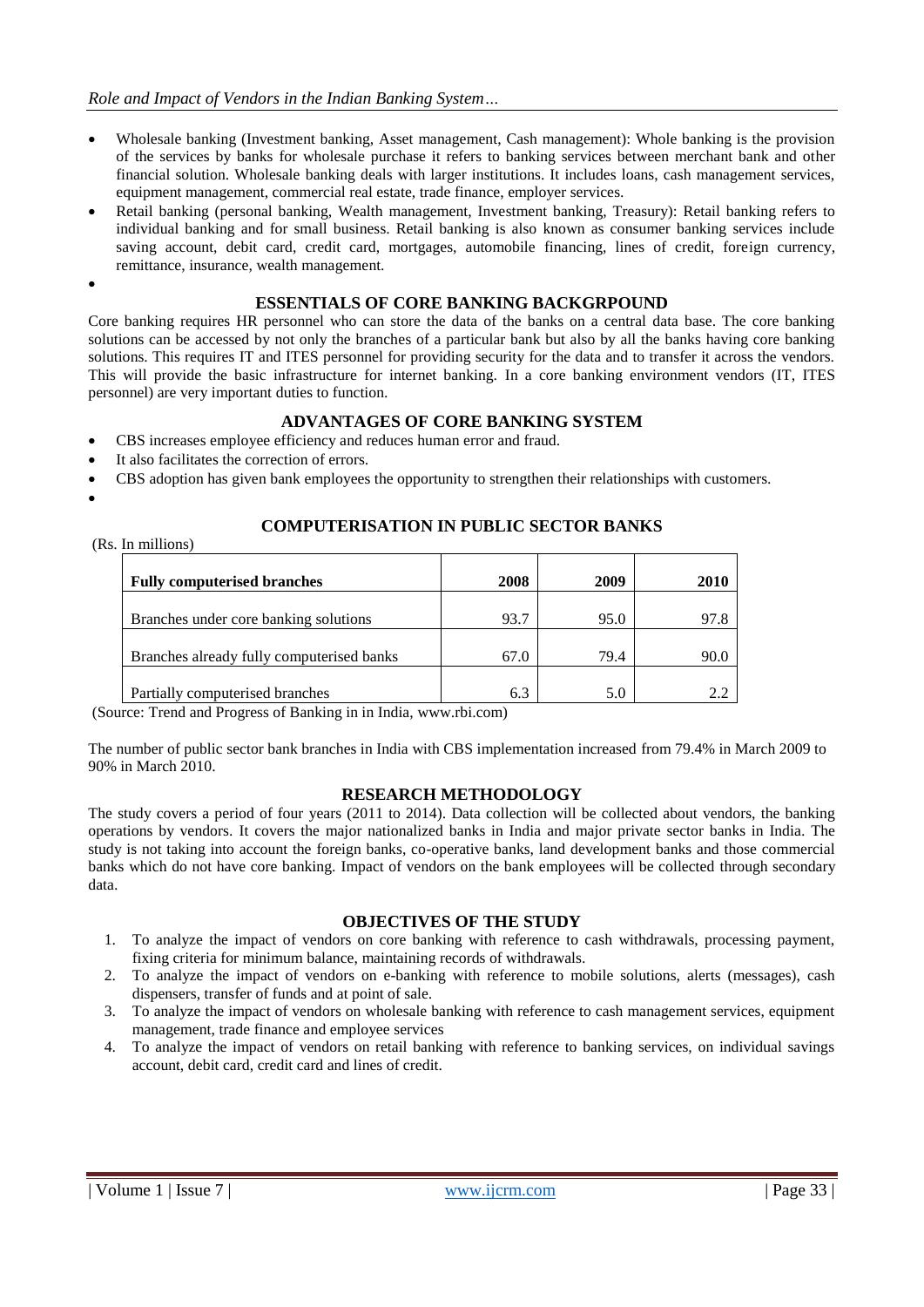- Wholesale banking (Investment banking, Asset management, Cash management): Whole banking is the provision of the services by banks for wholesale purchase it refers to banking services between merchant bank and other financial solution. Wholesale banking deals with larger institutions. It includes loans, cash management services, equipment management, commercial real estate, trade finance, employer services.
- Retail banking (personal banking, Wealth management, Investment banking, Treasury): Retail banking refers to individual banking and for small business. Retail banking is also known as consumer banking services include saving account, debit card, credit card, mortgages, automobile financing, lines of credit, foreign currency, remittance, insurance, wealth management.

## ESSENTIALS OF CORE BANKING BACKGRPOUND

Core banking requires HR personnel who can store the data of the banks on a central data base. The core banking solutions can be accessed by not only the branches of a particular bank but also by all the banks having core banking solutions. This requires IT and ITES personnel for providing security for the data and to transfer it across the vendors. This will provide the basic infrastructure for internet banking. In a core banking environment vendors (IT, ITES personnel) are very important duties to function.

## ADVANTAGES OF CORE BANKING SYSTEM

- CBS increases employee efficiency and reduces human error and fraud.
- It also facilitates the correction of errors.
- CBS adoption has given bank employees the opportunity to strengthen their relationships with customers.

## COMPUTERISATION IN PUBLIC SECTOR BANKS

(Rs. In millions)

| Fully computerised branches | 2008 | 2009 | 2010 |
|---|---|---|---|
| Branches under core banking solutions | 93.7 | 95.0 | 97.8 |
| Branches already fully computerised banks | 67.0 | 79.4 | 90.0 |
| Partially computerised branches | 6.3 | 5.0 | 2.2 |

(Source: Trend and Progress of Banking in in India, www.rbi.com)

The number of public sector bank branches in India with CBS implementation increased from 79.4% in March 2009 to 90% in March 2010.

## RESEARCH METHODOLOGY

The study covers a period of four years (2011 to 2014). Data collection will be collected about vendors, the banking operations by vendors. It covers the major nationalized banks in India and major private sector banks in India. The study is not taking into account the foreign banks, co-operative banks, land development banks and those commercial banks which do not have core banking. Impact of vendors on the bank employees will be collected through secondary data.

## OBJECTIVES OF THE STUDY

1. To analyze the impact of vendors on core banking with reference to cash withdrawals, processing payment, fixing criteria for minimum balance, maintaining records of withdrawals.
2. To analyze the impact of vendors on e-banking with reference to mobile solutions, alerts (messages), cash dispensers, transfer of funds and at point of sale.
3. To analyze the impact of vendors on wholesale banking with reference to cash management services, equipment management, trade finance and employee services
4. To analyze the impact of vendors on retail banking with reference to banking services, on individual savings account, debit card, credit card and lines of credit.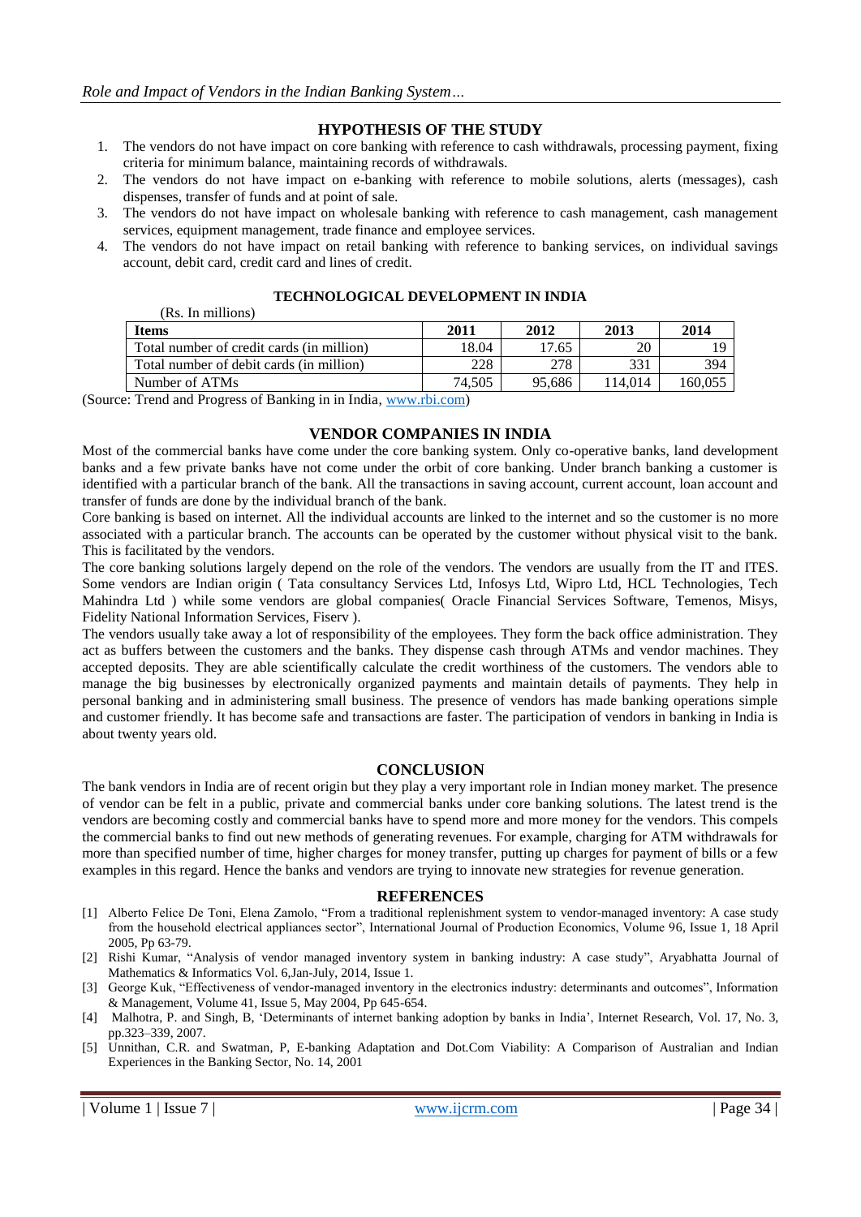## HYPOTHESIS OF THE STUDY

1. The vendors do not have impact on core banking with reference to cash withdrawals, processing payment, fixing criteria for minimum balance, maintaining records of withdrawals.
2. The vendors do not have impact on e-banking with reference to mobile solutions, alerts (messages), cash dispenses, transfer of funds and at point of sale.
3. The vendors do not have impact on wholesale banking with reference to cash management, cash management services, equipment management, trade finance and employee services.
4. The vendors do not have impact on retail banking with reference to banking services, on individual savings account, debit card, credit card and lines of credit.

## TECHNOLOGICAL DEVELOPMENT IN INDIA

(Rs. In millions)

| Items | 2011 | 2012 | 2013 | 2014 |
|---|---|---|---|---|
| Total number of credit cards (in million) | 18.04 | 17.65 | 20 | 19 |
| Total number of debit cards (in million) | 228 | 278 | 331 | 394 |
| Number of ATMs | 74,505 | 95,686 | 114,014 | 160,055 |

(Source: Trend and Progress of Banking in in India, www.rbi.com)

## VENDOR COMPANIES IN INDIA

Most of the commercial banks have come under the core banking system. Only co-operative banks, land development banks and a few private banks have not come under the orbit of core banking. Under branch banking a customer is identified with a particular branch of the bank. All the transactions in saving account, current account, loan account and transfer of funds are done by the individual branch of the bank.

Core banking is based on internet. All the individual accounts are linked to the internet and so the customer is no more associated with a particular branch. The accounts can be operated by the customer without physical visit to the bank. This is facilitated by the vendors.

The core banking solutions largely depend on the role of the vendors. The vendors are usually from the IT and ITES. Some vendors are Indian origin ( Tata consultancy Services Ltd, Infosys Ltd, Wipro Ltd, HCL Technologies, Tech Mahindra Ltd ) while some vendors are global companies( Oracle Financial Services Software, Temenos, Misys, Fidelity National Information Services, Fiserv ).

The vendors usually take away a lot of responsibility of the employees. They form the back office administration. They act as buffers between the customers and the banks. They dispense cash through ATMs and vendor machines. They accepted deposits. They are able scientifically calculate the credit worthiness of the customers. The vendors able to manage the big businesses by electronically organized payments and maintain details of payments. They help in personal banking and in administering small business. The presence of vendors has made banking operations simple and customer friendly. It has become safe and transactions are faster. The participation of vendors in banking in India is about twenty years old.

## CONCLUSION

The bank vendors in India are of recent origin but they play a very important role in Indian money market. The presence of vendor can be felt in a public, private and commercial banks under core banking solutions. The latest trend is the vendors are becoming costly and commercial banks have to spend more and more money for the vendors. This compels the commercial banks to find out new methods of generating revenues. For example, charging for ATM withdrawals for more than specified number of time, higher charges for money transfer, putting up charges for payment of bills or a few examples in this regard. Hence the banks and vendors are trying to innovate new strategies for revenue generation.

## REFERENCES

[1] Alberto Felice De Toni, Elena Zamolo, "From a traditional replenishment system to vendor-managed inventory: A case study from the household electrical appliances sector", International Journal of Production Economics, Volume 96, Issue 1, 18 April 2005, Pp 63-79.

[2] Rishi Kumar, "Analysis of vendor managed inventory system in banking industry: A case study", Aryabhatta Journal of Mathematics & Informatics Vol. 6,Jan-July, 2014, Issue 1.

[3] George Kuk, "Effectiveness of vendor-managed inventory in the electronics industry: determinants and outcomes", Information & Management, Volume 41, Issue 5, May 2004, Pp 645-654.

[4] Malhotra, P. and Singh, B, 'Determinants of internet banking adoption by banks in India', Internet Research, Vol. 17, No. 3, pp.323–339, 2007.

[5] Unnithan, C.R. and Swatman, P, E-banking Adaptation and Dot.Com Viability: A Comparison of Australian and Indian Experiences in the Banking Sector, No. 14, 2001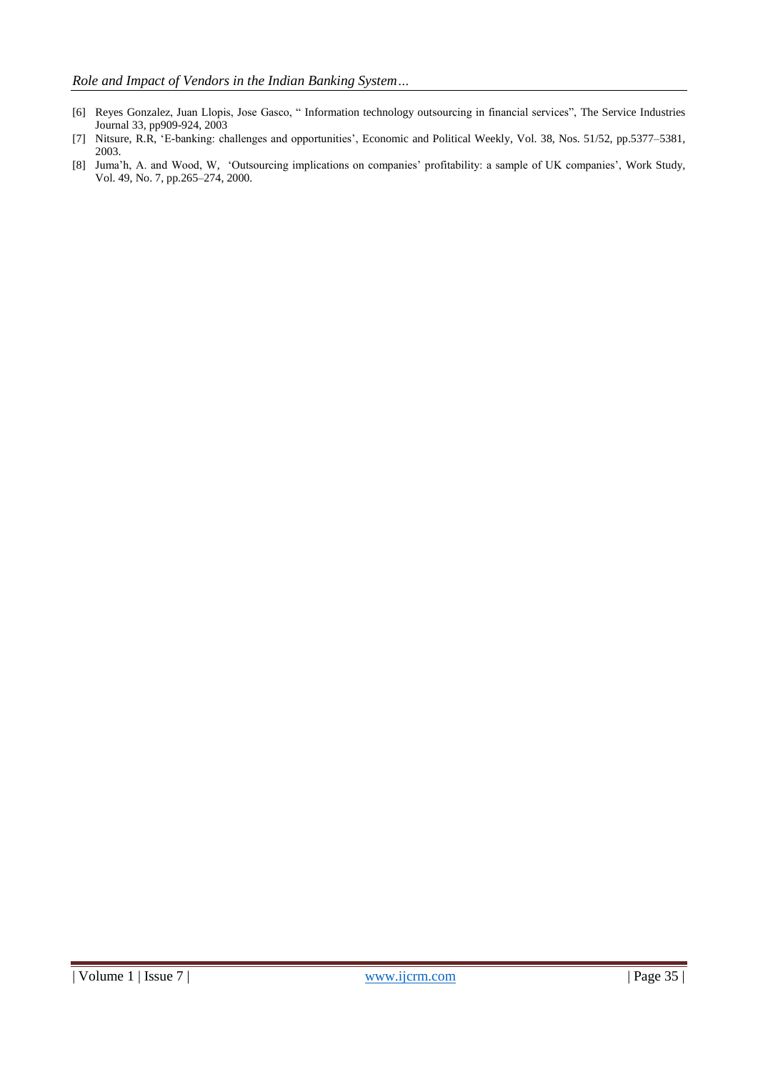[6] Reyes Gonzalez, Juan Llopis, Jose Gasco, " Information technology outsourcing in financial services", The Service Industries Journal 33, pp909-924, 2003

[7] Nitsure, R.R, 'E-banking: challenges and opportunities', Economic and Political Weekly, Vol. 38, Nos. 51/52, pp.5377–5381, 2003.

[8] Juma'h, A. and Wood, W, 'Outsourcing implications on companies' profitability: a sample of UK companies', Work Study, Vol. 49, No. 7, pp.265–274, 2000.